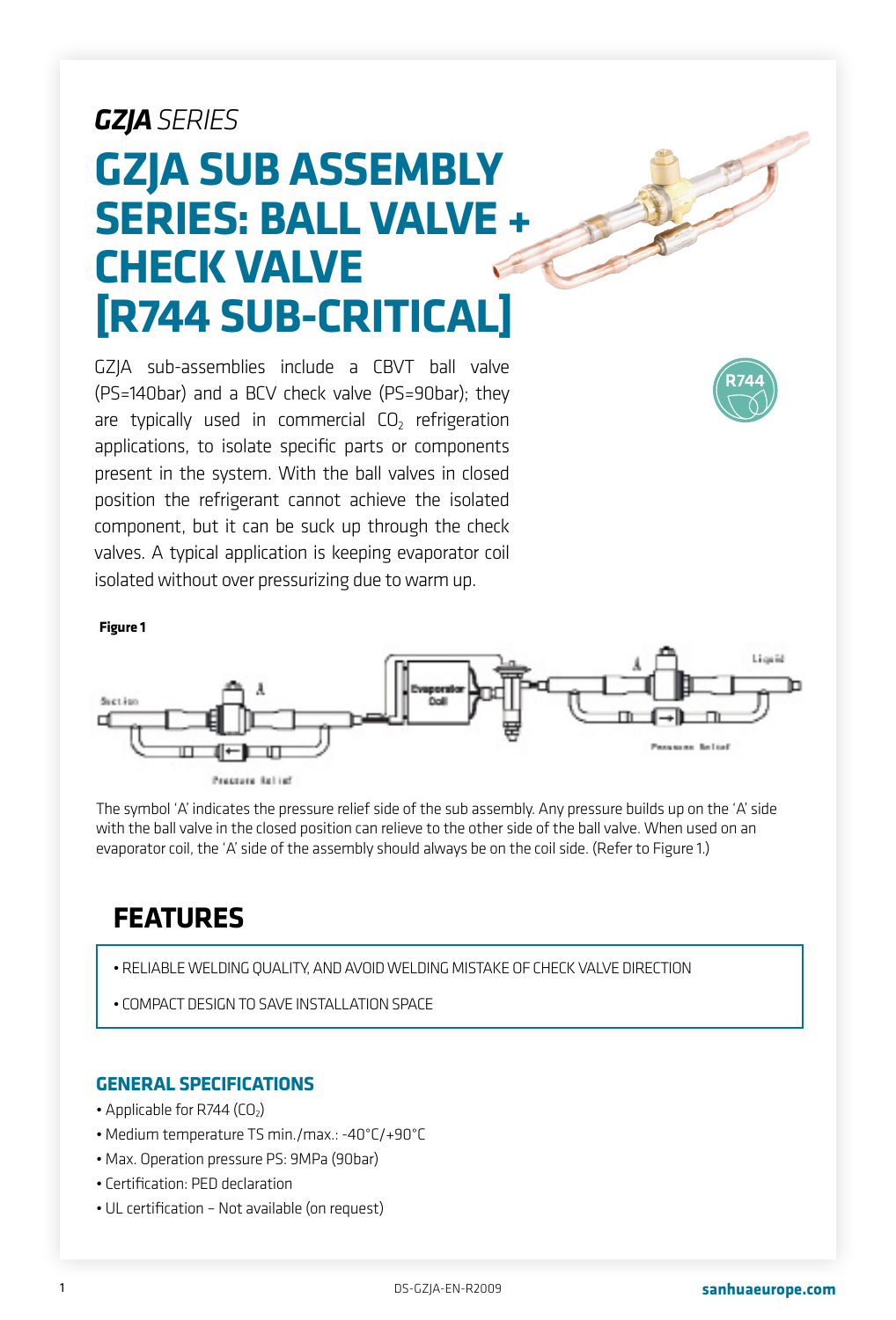*GZJA SERIES*

# GZJA SUB ASSEMBLY SERIES: BALL VALVE + CHECK VALVE [R744 SUB-CRITICAL]

GZJA sub-assemblies include a CBVT ball valve (PS=140bar) and a BCV check valve (PS=90bar); they are typically used in commercial $CO_2$ refrigeration applications, to isolate specific parts or components present in the system. With the ball valves in closed position the refrigerant cannot achieve the isolated component, but it can be suck up through the check valves. A typical application is keeping evaporator coil isolated without over pressurizing due to warm up.

**Figure 1**

The symbol 'A' indicates the pressure relief side of the sub assembly. Any pressure builds up on the 'A' side with the ball valve in the closed position can relieve to the other side of the ball valve. When used on an evaporator coil, the 'A' side of the assembly should always be on the coil side. (Refer to Figure 1.)

## FEATURES

- RELIABLE WELDING QUALITY, AND AVOID WELDING MISTAKE OF CHECK VALVE DIRECTION
- COMPACT DESIGN TO SAVE INSTALLATION SPACE

### GENERAL SPECIFICATIONS

- Applicable for R744 ($CO_2$)
- Medium temperature TS min./max.: -40°C/+90°C
- Max. Operation pressure PS: 9MPa (90bar)
- Certification: PED declaration
- UL certification – Not available (on request)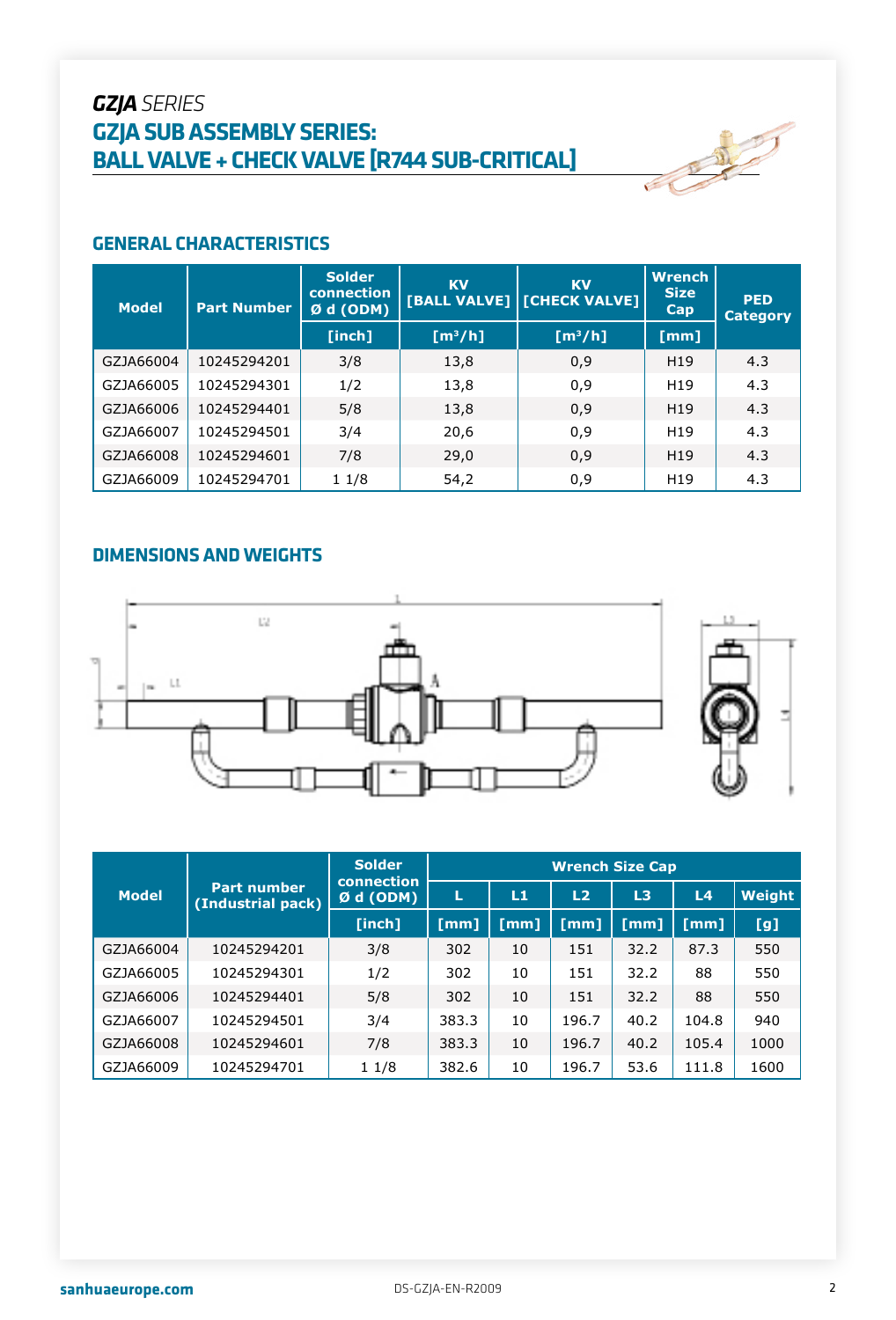# *GZJA* SERIES

## GZJA SUB ASSEMBLY SERIES: BALL VALVE + CHECK VALVE [R744 SUB-CRITICAL]

### GENERAL CHARACTERISTICS

| Model | Part Number | Solder connection Ø d (ODM) | KV [BALL VALVE] | KV [CHECK VALVE] | Wrench Size Cap | PED Category |
|---|---|---|---|---|---|---|
| | | [inch] | [m³/h] | [m³/h] | [mm] | |
| GZJA66004 | 10245294201 | 3/8 | 13,8 | 0,9 | H19 | 4.3 |
| GZJA66005 | 10245294301 | 1/2 | 13,8 | 0,9 | H19 | 4.3 |
| GZJA66006 | 10245294401 | 5/8 | 13,8 | 0,9 | H19 | 4.3 |
| GZJA66007 | 10245294501 | 3/4 | 20,6 | 0,9 | H19 | 4.3 |
| GZJA66008 | 10245294601 | 7/8 | 29,0 | 0,9 | H19 | 4.3 |
| GZJA66009 | 10245294701 | 1 1/8 | 54,2 | 0,9 | H19 | 4.3 |

### DIMENSIONS AND WEIGHTS

| Model | Part number (Industrial pack) | Solder connection Ø d (ODM) | Wrench Size Cap | | | | | |
|---|---|---|---|---|---|---|---|---|
| | | | L | L1 | L2 | L3 | L4 | Weight |
| | | [inch] | [mm] | [mm] | [mm] | [mm] | [mm] | [g] |
| GZJA66004 | 10245294201 | 3/8 | 302 | 10 | 151 | 32.2 | 87.3 | 550 |
| GZJA66005 | 10245294301 | 1/2 | 302 | 10 | 151 | 32.2 | 88 | 550 |
| GZJA66006 | 10245294401 | 5/8 | 302 | 10 | 151 | 32.2 | 88 | 550 |
| GZJA66007 | 10245294501 | 3/4 | 383.3 | 10 | 196.7 | 40.2 | 104.8 | 940 |
| GZJA66008 | 10245294601 | 7/8 | 383.3 | 10 | 196.7 | 40.2 | 105.4 | 1000 |
| GZJA66009 | 10245294701 | 1 1/8 | 382.6 | 10 | 196.7 | 53.6 | 111.8 | 1600 |

sanhuaeurope.com DS-GZJA-EN-R2009